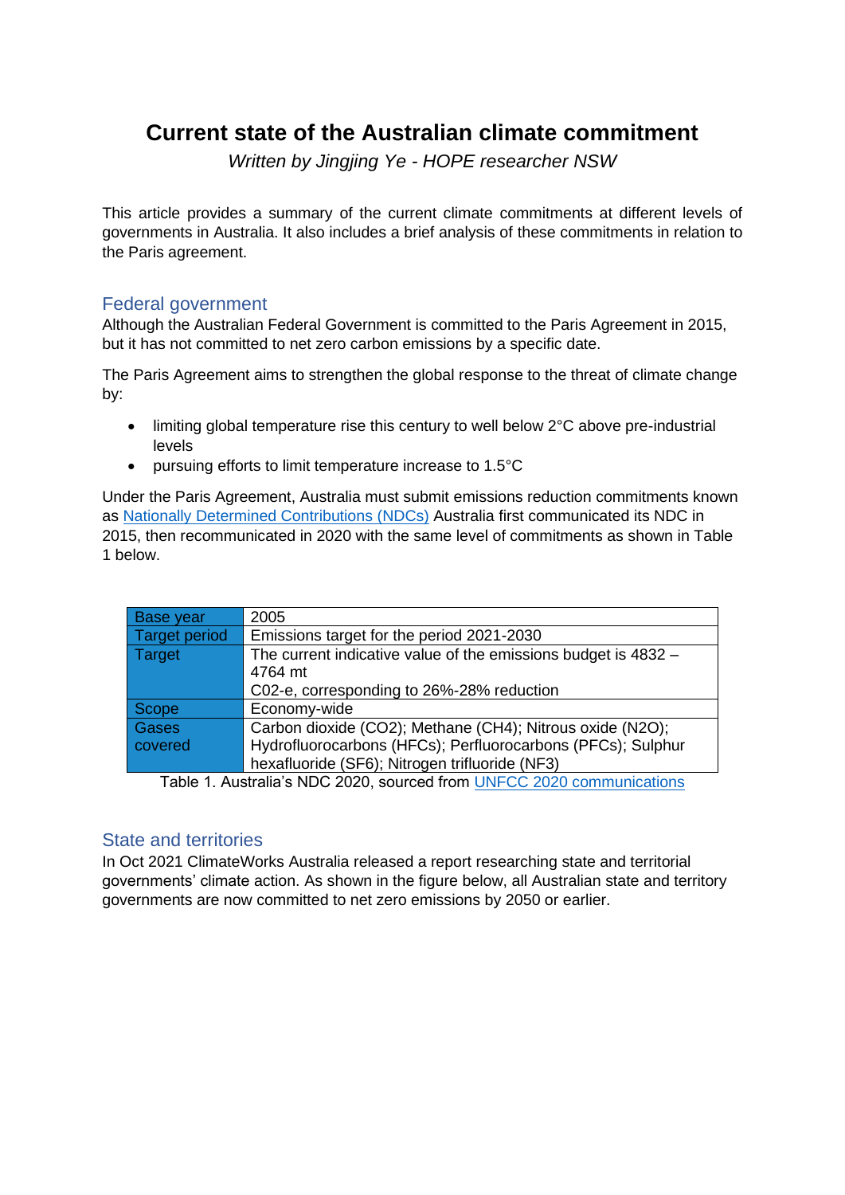# Current state of the Australian climate commitment

*Written by Jingjing Ye - HOPE researcher NSW*

This article provides a summary of the current climate commitments at different levels of governments in Australia. It also includes a brief analysis of these commitments in relation to the Paris agreement.

## Federal government

Although the Australian Federal Government is committed to the Paris Agreement in 2015, but it has not committed to net zero carbon emissions by a specific date.

The Paris Agreement aims to strengthen the global response to the threat of climate change by:

- limiting global temperature rise this century to well below 2°C above pre-industrial levels
- pursuing efforts to limit temperature increase to 1.5°C

Under the Paris Agreement, Australia must submit emissions reduction commitments known as Nationally Determined Contributions (NDCs) Australia first communicated its NDC in 2015, then recommunicated in 2020 with the same level of commitments as shown in Table 1 below.

| Base year | 2005 |
|---|---|
| Target period | Emissions target for the period 2021-2030 |
| Target | The current indicative value of the emissions budget is 4832 – 4764 mt C02-e, corresponding to 26%-28% reduction |
| Scope | Economy-wide |
| Gases covered | Carbon dioxide ($CO_2$); Methane ($CH_4$); Nitrous oxide ($N_2O$); Hydrofluorocarbons (HFCs); Perfluorocarbons (PFCs); Sulphur hexafluoride ($SF_6$); Nitrogen trifluoride ($NF_3$) |

Table 1. Australia's NDC 2020, sourced from UNFCC 2020 communications

## State and territories

In Oct 2021 ClimateWorks Australia released a report researching state and territorial governments' climate action. As shown in the figure below, all Australian state and territory governments are now committed to net zero emissions by 2050 or earlier.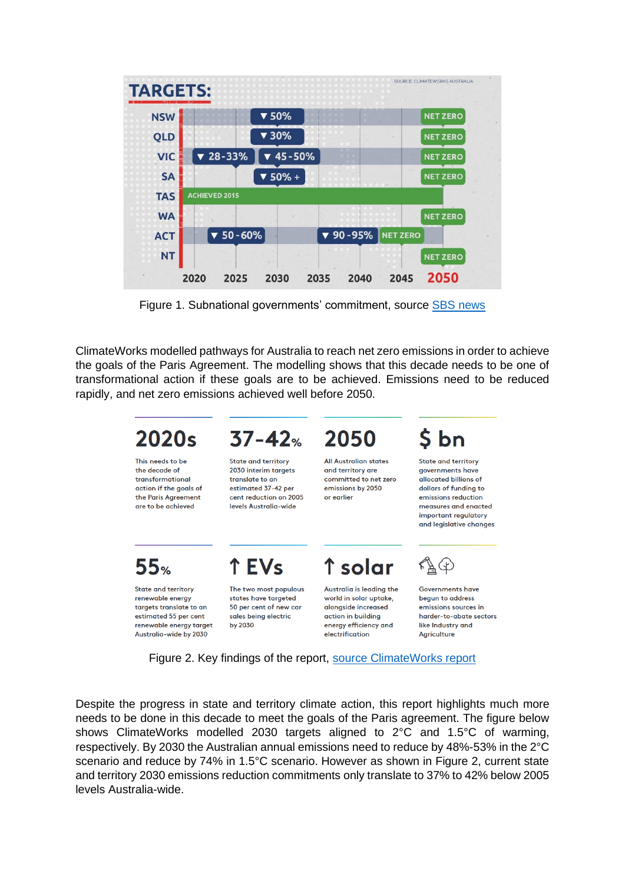**TARGETS:**

SOURCE: CLIMATEWORKS AUSTRALIA

| State | 2025 | 2030 | 2040 | 2045 | 2050 |
| --- | --- | --- | --- | --- | --- |
| NSW | | ▼ 50% | | | NET ZERO |
| QLD | | ▼ 30% | | | NET ZERO |
| VIC | ▼ 28-33% | ▼ 45-50% | | | NET ZERO |
| SA | | ▼ 50% + | | | NET ZERO |
| TAS | ACHIEVED 2015 | | | | |
| WA | | | | | NET ZERO |
| ACT | ▼ 50-60% | | ▼ 90-95% | NET ZERO | |
| NT | | | | | NET ZERO |

Figure 1. Subnational governments' commitment, source SBS news

ClimateWorks modelled pathways for Australia to reach net zero emissions in order to achieve the goals of the Paris Agreement. The modelling shows that this decade needs to be one of transformational action if these goals are to be achieved. Emissions need to be reduced rapidly, and net zero emissions achieved well before 2050.

**2020s**
This needs to be the decade of transformational action if the goals of the Paris Agreement are to be achieved

**37-42%**
State and territory 2030 interim targets translate to an estimated 37-42 per cent reduction on 2005 levels Australia-wide

**2050**
All Australian states and territory are committed to net zero emissions by 2050 or earlier

**$ bn**
State and territory governments have allocated billions of dollars of funding to emissions reduction measures and enacted important regulatory and legislative changes

**55%**
State and territory renewable energy targets translate to an estimated 55 per cent renewable energy target Australia-wide by 2030

**↑ EVs**
The two most populous states have targeted 50 per cent of new car sales being electric by 2030

**↑ solar**
Australia is leading the world in solar uptake, alongside increased action in building energy efficiency and electrification

Governments have begun to address emissions sources in harder-to-abate sectors like Industry and Agriculture

Figure 2. Key findings of the report, source ClimateWorks report

Despite the progress in state and territory climate action, this report highlights much more needs to be done in this decade to meet the goals of the Paris agreement. The figure below shows ClimateWorks modelled 2030 targets aligned to 2°C and 1.5°C of warming, respectively. By 2030 the Australian annual emissions need to reduce by 48%-53% in the 2°C scenario and reduce by 74% in 1.5°C scenario. However as shown in Figure 2, current state and territory 2030 emissions reduction commitments only translate to 37% to 42% below 2005 levels Australia-wide.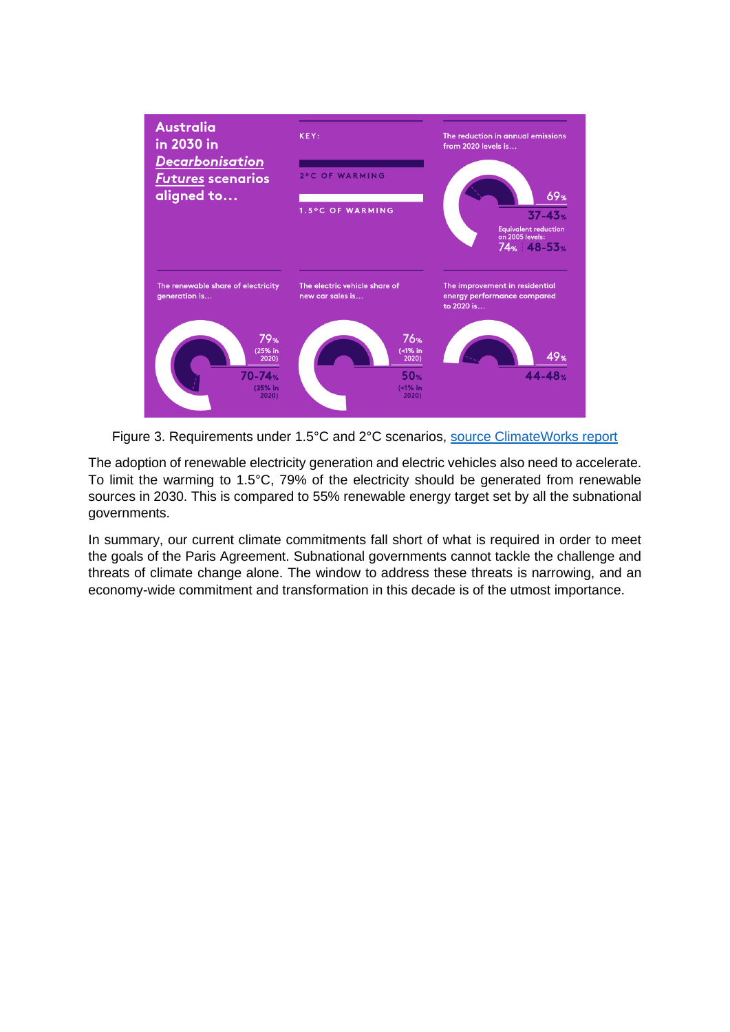Australia in 2030 in *Decarbonisation Futures* scenarios aligned to…

KEY:

2°C OF WARMING

1.5°C OF WARMING

The reduction in annual emissions from 2020 levels is…

69%

37-43%

Equivalent reduction on 2005 levels:

74% 48-53%

The renewable share of electricity generation is…

79% (25% in 2020)

70-74% (25% in 2020)

The electric vehicle share of new car sales is…

76% (<1% in 2020)

50% (<1% in 2020)

The improvement in residential energy performance compared to 2020 is…

49%

44-48%

Figure 3. Requirements under 1.5°C and 2°C scenarios, source ClimateWorks report

The adoption of renewable electricity generation and electric vehicles also need to accelerate. To limit the warming to 1.5°C, 79% of the electricity should be generated from renewable sources in 2030. This is compared to 55% renewable energy target set by all the subnational governments.

In summary, our current climate commitments fall short of what is required in order to meet the goals of the Paris Agreement. Subnational governments cannot tackle the challenge and threats of climate change alone. The window to address these threats is narrowing, and an economy-wide commitment and transformation in this decade is of the utmost importance.